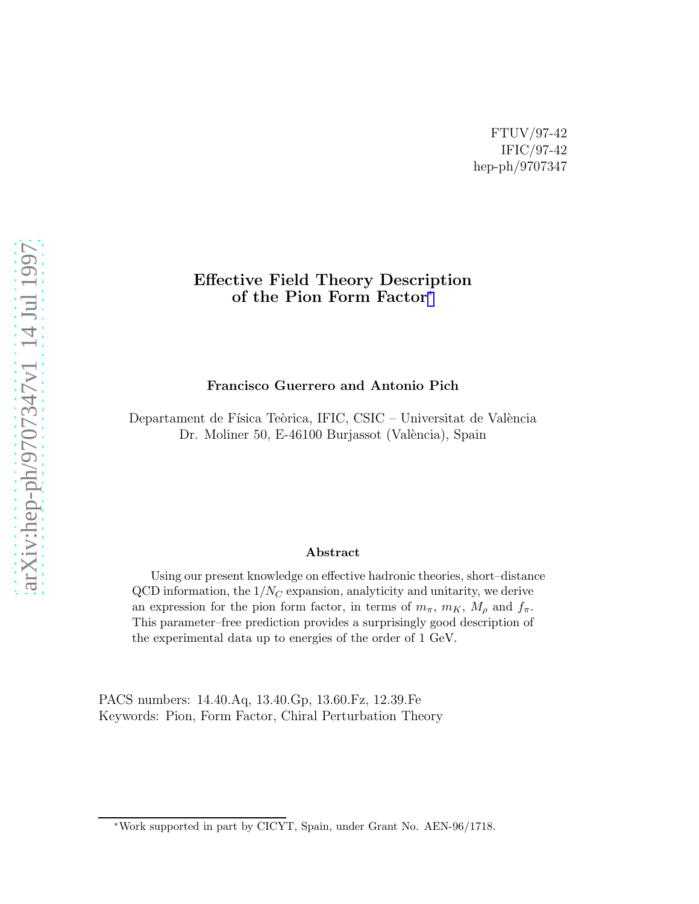FTUV/97-42
IFIC/97-42
hep-ph/9707347

# Effective Field Theory Description of the Pion Form Factor*

**Francisco Guerrero and Antonio Pich**

Departament de Física Teòrica, IFIC, CSIC – Universitat de València
Dr. Moliner 50, E-46100 Burjassot (València), Spain

### Abstract

Using our present knowledge on effective hadronic theories, short–distance QCD information, the $1/N_C$ expansion, analyticity and unitarity, we derive an expression for the pion form factor, in terms of $m_\pi$, $m_K$, $M_\rho$ and $f_\pi$. This parameter–free prediction provides a surprisingly good description of the experimental data up to energies of the order of 1 GeV.

PACS numbers: 14.40.Aq, 13.40.Gp, 13.60.Fz, 12.39.Fe
Keywords: Pion, Form Factor, Chiral Perturbation Theory

*Work supported in part by CICYT, Spain, under Grant No. AEN-96/1718.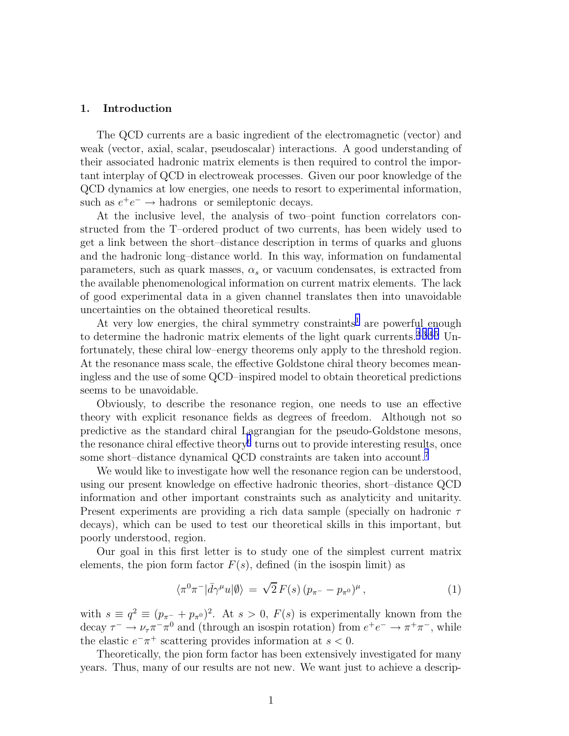## 1. Introduction

The QCD currents are a basic ingredient of the electromagnetic (vector) and weak (vector, axial, scalar, pseudoscalar) interactions. A good understanding of their associated hadronic matrix elements is then required to control the important interplay of QCD in electroweak processes. Given our poor knowledge of the QCD dynamics at low energies, one needs to resort to experimental information, such as $e^+e^- \to$ hadrons or semileptonic decays.

At the inclusive level, the analysis of two–point function correlators constructed from the T–ordered product of two currents, has been widely used to get a link between the short–distance description in terms of quarks and gluons and the hadronic long–distance world. In this way, information on fundamental parameters, such as quark masses, $\alpha_s$ or vacuum condensates, is extracted from the available phenomenological information on current matrix elements. The lack of good experimental data in a given channel translates then into unavoidable uncertainties on the obtained theoretical results.

At very low energies, the chiral symmetry constraints[1] are powerful enough to determine the hadronic matrix elements of the light quark currents.[2,3,4,5] Unfortunately, these chiral low–energy theorems only apply to the threshold region. At the resonance mass scale, the effective Goldstone chiral theory becomes meaningless and the use of some QCD–inspired model to obtain theoretical predictions seems to be unavoidable.

Obviously, to describe the resonance region, one needs to use an effective theory with explicit resonance fields as degrees of freedom. Although not so predictive as the standard chiral Lagrangian for the pseudo-Goldstone mesons, the resonance chiral effective theory[6] turns out to provide interesting results, once some short–distance dynamical QCD constraints are taken into account.[7]

We would like to investigate how well the resonance region can be understood, using our present knowledge on effective hadronic theories, short–distance QCD information and other important constraints such as analyticity and unitarity. Present experiments are providing a rich data sample (specially on hadronic $\tau$ decays), which can be used to test our theoretical skills in this important, but poorly understood, region.

Our goal in this first letter is to study one of the simplest current matrix elements, the pion form factor $F(s)$, defined (in the isospin limit) as

$$\langle \pi^0 \pi^- | \bar{d} \gamma^\mu u | \emptyset \rangle \,=\, \sqrt{2}\, F(s)\, (p_{\pi^-} - p_{\pi^0})^\mu \,, \tag{1}$$

with $s \equiv q^2 \equiv (p_{\pi^-} + p_{\pi^0})^2$. At $s > 0$, $F(s)$ is experimentally known from the decay $\tau^- \to \nu_\tau \pi^- \pi^0$ and (through an isospin rotation) from $e^+e^- \to \pi^+\pi^-$, while the elastic $e^-\pi^+$ scattering provides information at $s < 0$.

Theoretically, the pion form factor has been extensively investigated for many years. Thus, many of our results are not new. We want just to achieve a descrip-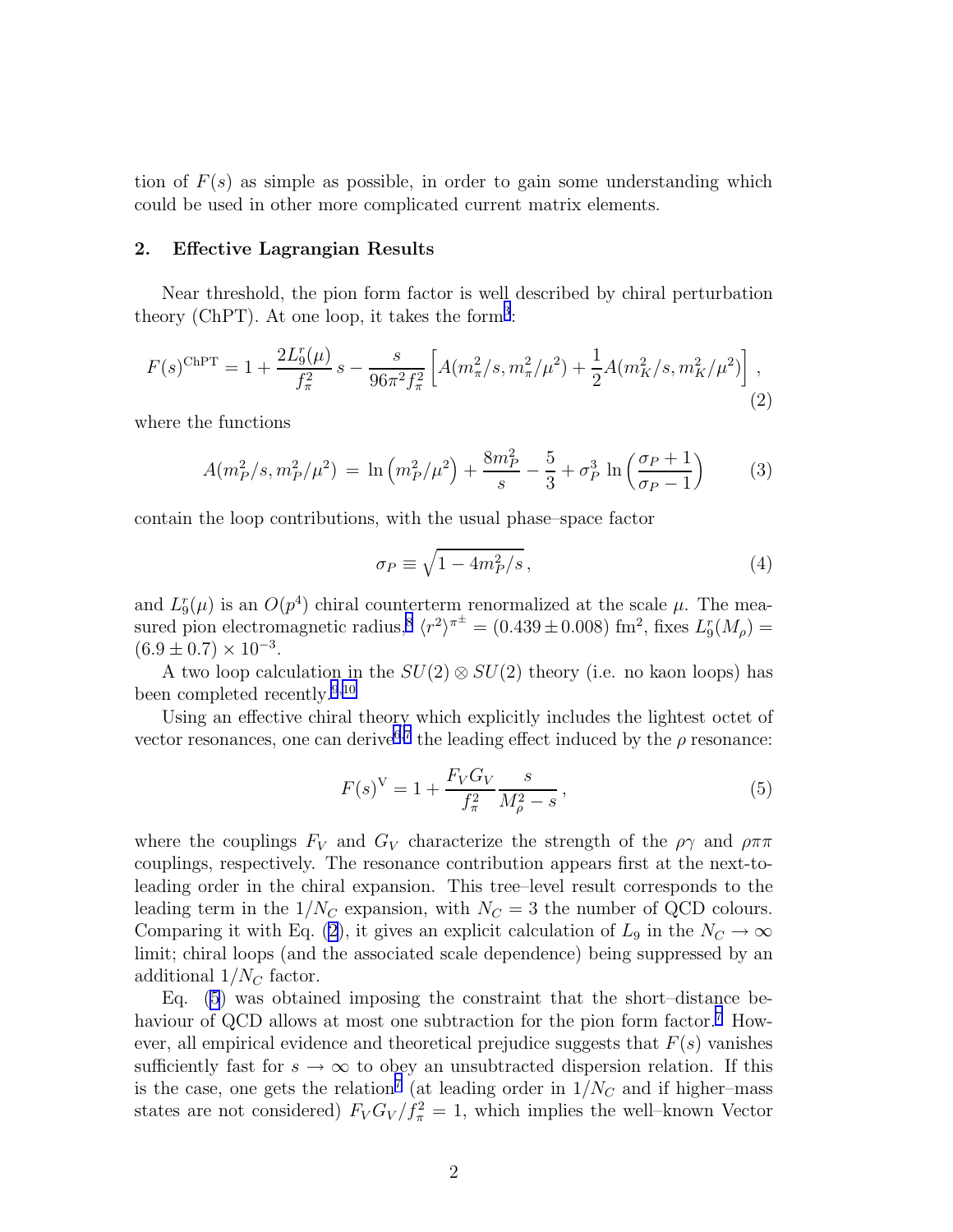tion of $F(s)$ as simple as possible, in order to gain some understanding which could be used in other more complicated current matrix elements.

## 2. Effective Lagrangian Results

Near threshold, the pion form factor is well described by chiral perturbation theory (ChPT). At one loop, it takes the form[3]:

$$F(s)^{\rm ChPT} = 1 + \frac{2L_9^r(\mu)}{f_\pi^2}\, s - \frac{s}{96\pi^2 f_\pi^2}\left[A(m_\pi^2/s, m_\pi^2/\mu^2) + \frac{1}{2}A(m_K^2/s, m_K^2/\mu^2)\right], \tag{2}$$

where the functions

$$A(m_P^2/s, m_P^2/\mu^2) \,=\, \ln\left(m_P^2/\mu^2\right) + \frac{8m_P^2}{s} - \frac{5}{3} + \sigma_P^3\, \ln\left(\frac{\sigma_P+1}{\sigma_P-1}\right) \tag{3}$$

contain the loop contributions, with the usual phase–space factor

$$\sigma_P \equiv \sqrt{1-4m_P^2/s}\,, \tag{4}$$

and $L_9^r(\mu)$ is an $O(p^4)$ chiral counterterm renormalized at the scale $\mu$. The measured pion electromagnetic radius,[8] $\langle r^2\rangle^{\pi^\pm} = (0.439 \pm 0.008)$ fm$^2$, fixes $L_9^r(M_\rho) = (6.9 \pm 0.7) \times 10^{-3}$.

A two loop calculation in the $SU(2)\otimes SU(2)$ theory (i.e. no kaon loops) has been completed recently.[9,10]

Using an effective chiral theory which explicitly includes the lightest octet of vector resonances, one can derive[6,7] the leading effect induced by the $\rho$ resonance:

$$F(s)^{\rm V} = 1 + \frac{F_V G_V}{f_\pi^2}\frac{s}{M_\rho^2 - s}\,, \tag{5}$$

where the couplings $F_V$ and $G_V$ characterize the strength of the $\rho\gamma$ and $\rho\pi\pi$ couplings, respectively. The resonance contribution appears first at the next-to-leading order in the chiral expansion. This tree–level result corresponds to the leading term in the $1/N_C$ expansion, with $N_C = 3$ the number of QCD colours. Comparing it with Eq. (2), it gives an explicit calculation of $L_9$ in the $N_C \to \infty$ limit; chiral loops (and the associated scale dependence) being suppressed by an additional $1/N_C$ factor.

Eq. (5) was obtained imposing the constraint that the short–distance behaviour of QCD allows at most one subtraction for the pion form factor.[7] However, all empirical evidence and theoretical prejudice suggests that $F(s)$ vanishes sufficiently fast for $s \to \infty$ to obey an unsubtracted dispersion relation. If this is the case, one gets the relation[7] (at leading order in $1/N_C$ and if higher–mass states are not considered) $F_V G_V/f_\pi^2 = 1$, which implies the well–known Vector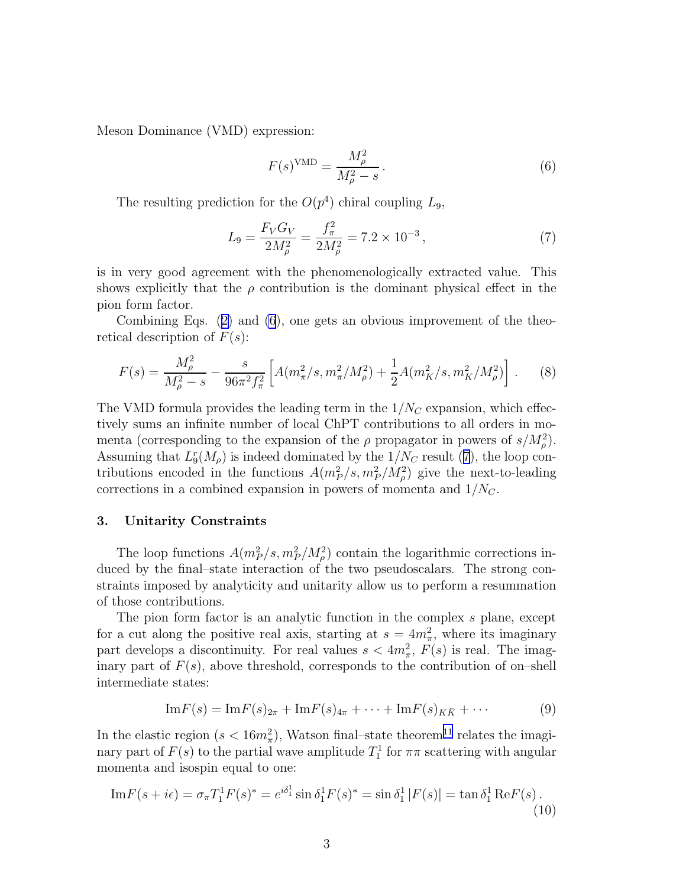Meson Dominance (VMD) expression:

$$F(s)^{\rm VMD} = \frac{M_\rho^2}{M_\rho^2 - s} \, . \tag{6}$$

The resulting prediction for the $O(p^4)$ chiral coupling $L_9$,

$$L_9 = \frac{F_V G_V}{2 M_\rho^2} = \frac{f_\pi^2}{2 M_\rho^2} = 7.2 \times 10^{-3} \, , \tag{7}$$

is in very good agreement with the phenomenologically extracted value. This shows explicitly that the $\rho$ contribution is the dominant physical effect in the pion form factor.

Combining Eqs. (2) and (6), one gets an obvious improvement of the theoretical description of $F(s)$:

$$F(s) = \frac{M_\rho^2}{M_\rho^2 - s} - \frac{s}{96\pi^2 f_\pi^2} \left[ A(m_\pi^2/s, m_\pi^2/M_\rho^2) + \frac{1}{2} A(m_K^2/s, m_K^2/M_\rho^2) \right] . \tag{8}$$

The VMD formula provides the leading term in the $1/N_C$ expansion, which effectively sums an infinite number of local ChPT contributions to all orders in momenta (corresponding to the expansion of the $\rho$ propagator in powers of $s/M_\rho^2$). Assuming that $L_9^r(M_\rho)$ is indeed dominated by the $1/N_C$ result (7), the loop contributions encoded in the functions $A(m_P^2/s, m_P^2/M_\rho^2)$ give the next-to-leading corrections in a combined expansion in powers of momenta and $1/N_C$.

## 3. Unitarity Constraints

The loop functions $A(m_P^2/s, m_P^2/M_\rho^2)$ contain the logarithmic corrections induced by the final–state interaction of the two pseudoscalars. The strong constraints imposed by analyticity and unitarity allow us to perform a resummation of those contributions.

The pion form factor is an analytic function in the complex $s$ plane, except for a cut along the positive real axis, starting at $s = 4m_\pi^2$, where its imaginary part develops a discontinuity. For real values $s < 4m_\pi^2$, $F(s)$ is real. The imaginary part of $F(s)$, above threshold, corresponds to the contribution of on–shell intermediate states:

$${\rm Im} F(s) = {\rm Im} F(s)_{2\pi} + {\rm Im} F(s)_{4\pi} + \cdots + {\rm Im} F(s)_{K\bar{K}} + \cdots \tag{9}$$

In the elastic region ($s < 16 m_\pi^2$), Watson final–state theorem[11] relates the imaginary part of $F(s)$ to the partial wave amplitude $T_1^1$ for $\pi\pi$ scattering with angular momenta and isospin equal to one:

$${\rm Im} F(s + i\epsilon) = \sigma_\pi T_1^1 F(s)^* = e^{i\delta_1^1} \sin\delta_1^1 F(s)^* = \sin\delta_1^1 \, |F(s)| = \tan\delta_1^1 \, {\rm Re} F(s) \, . \tag{10}$$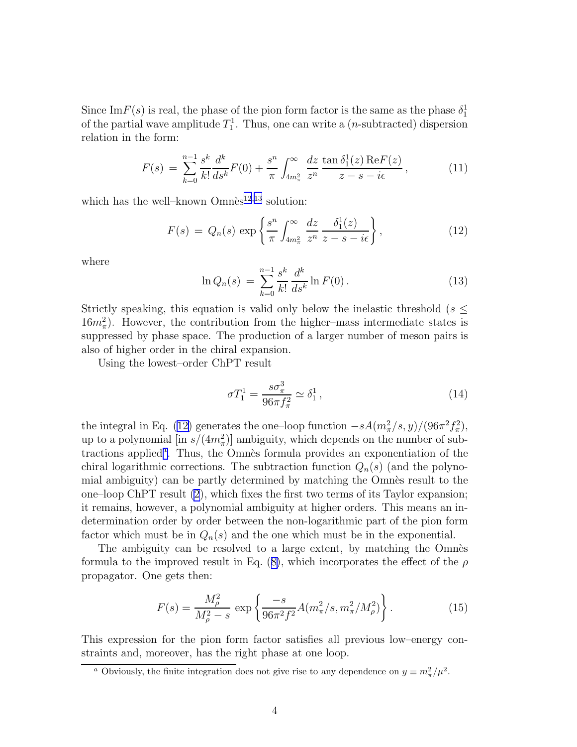Since $\text{Im}F(s)$ is real, the phase of the pion form factor is the same as the phase $\delta_1^1$ of the partial wave amplitude $T_1^1$. Thus, one can write a ($n$-subtracted) dispersion relation in the form:

$$F(s) \,=\, \sum_{k=0}^{n-1} \frac{s^k}{k!}\frac{d^k}{ds^k}F(0) + \frac{s^n}{\pi}\int_{4m_\pi^2}^{\infty} \frac{dz}{z^n}\,\frac{\tan\delta_1^1(z)\,\text{Re}F(z)}{z-s-i\epsilon}\,, \tag{11}$$

which has the well–known Omnès[12,13] solution:

$$F(s) \,=\, Q_n(s)\,\exp\left\{\frac{s^n}{\pi}\int_{4m_\pi^2}^{\infty} \frac{dz}{z^n}\,\frac{\delta_1^1(z)}{z-s-i\epsilon}\right\}, \tag{12}$$

where

$$\ln Q_n(s) \,=\, \sum_{k=0}^{n-1} \frac{s^k}{k!}\,\frac{d^k}{ds^k}\ln F(0)\,. \tag{13}$$

Strictly speaking, this equation is valid only below the inelastic threshold ($s \leq 16m_\pi^2$). However, the contribution from the higher–mass intermediate states is suppressed by phase space. The production of a larger number of meson pairs is also of higher order in the chiral expansion.

Using the lowest–order ChPT result

$$\sigma T_1^1 = \frac{s\sigma_\pi^3}{96\pi f_\pi^2} \simeq \delta_1^1\,, \tag{14}$$

the integral in Eq. (12) generates the one–loop function $-sA(m_\pi^2/s, y)/(96\pi^2 f_\pi^2)$, up to a polynomial [in $s/(4m_\pi^2)$] ambiguity, which depends on the number of subtractions applied[a]. Thus, the Omnès formula provides an exponentiation of the chiral logarithmic corrections. The subtraction function $Q_n(s)$ (and the polynomial ambiguity) can be partly determined by matching the Omnès result to the one–loop ChPT result (2), which fixes the first two terms of its Taylor expansion; it remains, however, a polynomial ambiguity at higher orders. This means an indetermination order by order between the non-logarithmic part of the pion form factor which must be in $Q_n(s)$ and the one which must be in the exponential.

The ambiguity can be resolved to a large extent, by matching the Omnès formula to the improved result in Eq. (8), which incorporates the effect of the $\rho$ propagator. One gets then:

$$F(s) = \frac{M_\rho^2}{M_\rho^2 - s}\,\exp\left\{\frac{-s}{96\pi^2 f^2}A(m_\pi^2/s, m_\pi^2/M_\rho^2)\right\}. \tag{15}$$

This expression for the pion form factor satisfies all previous low–energy constraints and, moreover, has the right phase at one loop.

[a] Obviously, the finite integration does not give rise to any dependence on $y \equiv m_\pi^2/\mu^2$.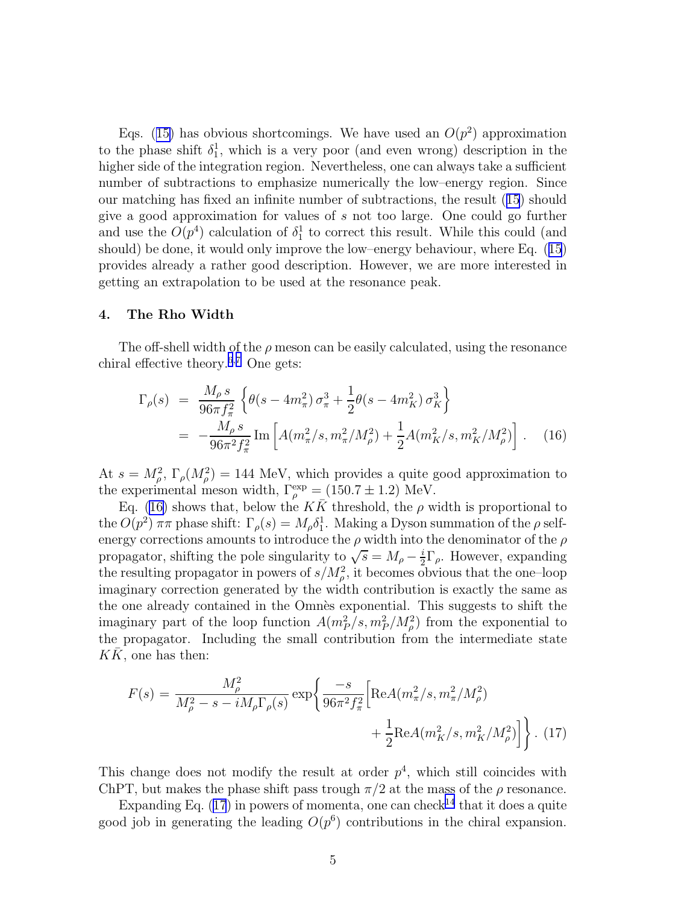Eqs. (15) has obvious shortcomings. We have used an $O(p^2)$ approximation to the phase shift $\delta_1^1$, which is a very poor (and even wrong) description in the higher side of the integration region. Nevertheless, one can always take a sufficient number of subtractions to emphasize numerically the low–energy region. Since our matching has fixed an infinite number of subtractions, the result (15) should give a good approximation for values of $s$ not too large. One could go further and use the $O(p^4)$ calculation of $\delta_1^1$ to correct this result. While this could (and should) be done, it would only improve the low–energy behaviour, where Eq. (15) provides already a rather good description. However, we are more interested in getting an extrapolation to be used at the resonance peak.

## 4. The Rho Width

The off-shell width of the $\rho$ meson can be easily calculated, using the resonance chiral effective theory.[6,7] One gets:

$$\begin{aligned}
\Gamma_\rho(s) &= \frac{M_\rho\, s}{96\pi f_\pi^2}\left\{\theta(s-4m_\pi^2)\,\sigma_\pi^3 + \frac{1}{2}\theta(s-4m_K^2)\,\sigma_K^3\right\} \\
&= -\frac{M_\rho\, s}{96\pi^2 f_\pi^2}\,\mathrm{Im}\left[A(m_\pi^2/s, m_\pi^2/M_\rho^2) + \frac{1}{2}A(m_K^2/s, m_K^2/M_\rho^2)\right]. \qquad (16)
\end{aligned}$$

At $s = M_\rho^2$, $\Gamma_\rho(M_\rho^2) = 144$ MeV, which provides a quite good approximation to the experimental meson width, $\Gamma_\rho^{\mathrm{exp}} = (150.7 \pm 1.2)$ MeV.

Eq. (16) shows that, below the $K\bar{K}$ threshold, the $\rho$ width is proportional to the $O(p^2)$ $\pi\pi$ phase shift: $\Gamma_\rho(s) = M_\rho \delta_1^1$. Making a Dyson summation of the $\rho$ self-energy corrections amounts to introduce the $\rho$ width into the denominator of the $\rho$ propagator, shifting the pole singularity to $\sqrt{s} = M_\rho - \frac{i}{2}\Gamma_\rho$. However, expanding the resulting propagator in powers of $s/M_\rho^2$, it becomes obvious that the one–loop imaginary correction generated by the width contribution is exactly the same as the one already contained in the Omnès exponential. This suggests to shift the imaginary part of the loop function $A(m_P^2/s, m_P^2/M_\rho^2)$ from the exponential to the propagator. Including the small contribution from the intermediate state $K\bar{K}$, one has then:

$$F(s) = \frac{M_\rho^2}{M_\rho^2 - s - iM_\rho\Gamma_\rho(s)}\exp\left\{\frac{-s}{96\pi^2 f_\pi^2}\Big[\mathrm{Re}A(m_\pi^2/s, m_\pi^2/M_\rho^2) + \frac{1}{2}\mathrm{Re}A(m_K^2/s, m_K^2/M_\rho^2)\Big]\right\}. \qquad (17)$$

This change does not modify the result at order $p^4$, which still coincides with ChPT, but makes the phase shift pass trough $\pi/2$ at the mass of the $\rho$ resonance.

Expanding Eq. (17) in powers of momenta, one can check[14] that it does a quite good job in generating the leading $O(p^6)$ contributions in the chiral expansion.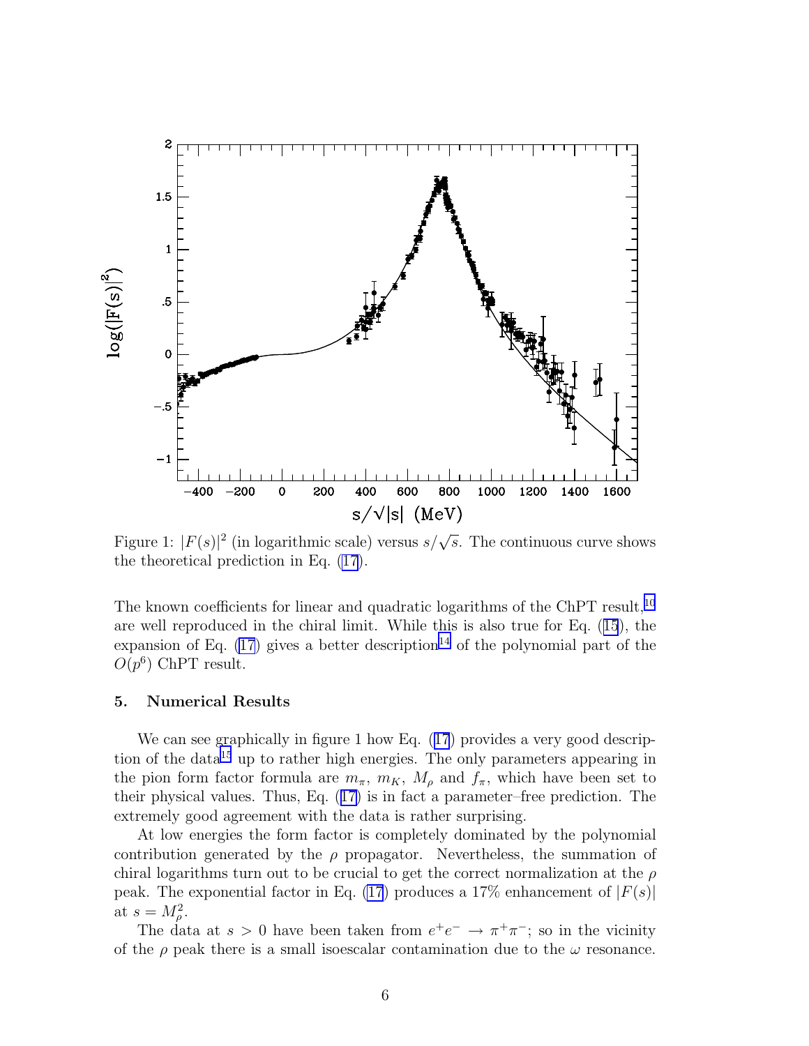2
1.5
1
.5
0
-.5
-1
−400 −200 0 200 400 600 800 1000 1200 1400 1600
$\log(|F(s)|^2)$
$s/\sqrt{|s|}$ (MeV)

Figure 1: $|F(s)|^2$ (in logarithmic scale) versus $s/\sqrt{s}$. The continuous curve shows the theoretical prediction in Eq. (17).

The known coefficients for linear and quadratic logarithms of the ChPT result,[10] are well reproduced in the chiral limit. While this is also true for Eq. (15), the expansion of Eq. (17) gives a better description[14] of the polynomial part of the $O(p^6)$ ChPT result.

## 5. Numerical Results

We can see graphically in figure 1 how Eq. (17) provides a very good description of the data[15] up to rather high energies. The only parameters appearing in the pion form factor formula are $m_\pi$, $m_K$, $M_\rho$ and $f_\pi$, which have been set to their physical values. Thus, Eq. (17) is in fact a parameter–free prediction. The extremely good agreement with the data is rather surprising.

At low energies the form factor is completely dominated by the polynomial contribution generated by the $\rho$ propagator. Nevertheless, the summation of chiral logarithms turn out to be crucial to get the correct normalization at the $\rho$ peak. The exponential factor in Eq. (17) produces a 17% enhancement of $|F(s)|$ at $s = M_\rho^2$.

The data at $s > 0$ have been taken from $e^+e^- \to \pi^+\pi^-$; so in the vicinity of the $\rho$ peak there is a small isoescalar contamination due to the $\omega$ resonance.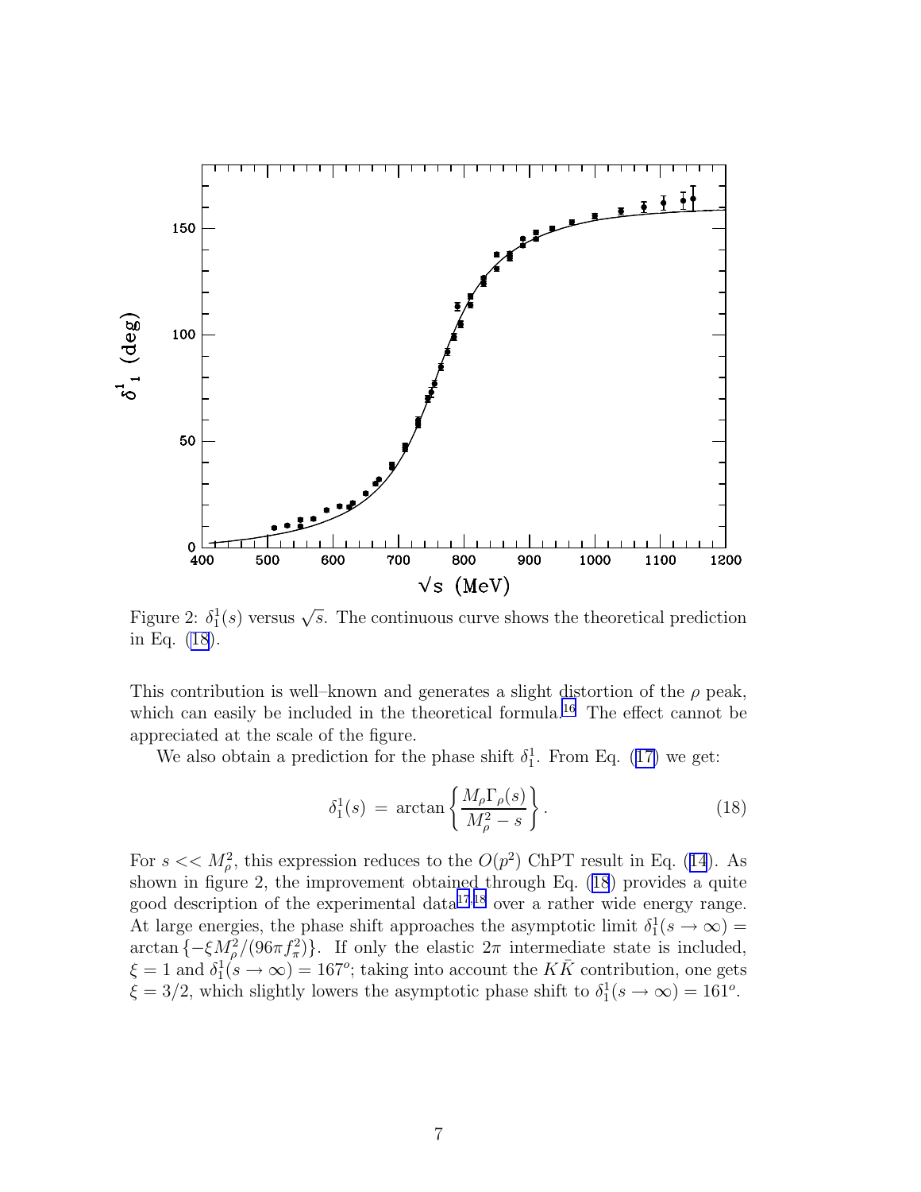$\delta^1_1$ (deg)

150

100

50

0

400 500 600 700 800 900 1000 1100 1200

$\sqrt{s}$ (MeV)

Figure 2: $\delta_1^1(s)$ versus $\sqrt{s}$. The continuous curve shows the theoretical prediction in Eq. (18).

This contribution is well–known and generates a slight distortion of the $\rho$ peak, which can easily be included in the theoretical formula.[16] The effect cannot be appreciated at the scale of the figure.

We also obtain a prediction for the phase shift $\delta_1^1$. From Eq. (17) we get:

$$\delta_1^1(s) \;=\; \arctan\left\{\frac{M_\rho \Gamma_\rho(s)}{M_\rho^2 - s}\right\}. \tag{18}$$

For $s << M_\rho^2$, this expression reduces to the $O(p^2)$ ChPT result in Eq. (14). As shown in figure 2, the improvement obtained through Eq. (18) provides a quite good description of the experimental data[17,18] over a rather wide energy range. At large energies, the phase shift approaches the asymptotic limit $\delta_1^1(s \to \infty) = \arctan\{-\xi M_\rho^2/(96\pi f_\pi^2)\}$. If only the elastic $2\pi$ intermediate state is included, $\xi = 1$ and $\delta_1^1(s \to \infty) = 167^o$; taking into account the $K\bar{K}$ contribution, one gets $\xi = 3/2$, which slightly lowers the asymptotic phase shift to $\delta_1^1(s \to \infty) = 161^o$.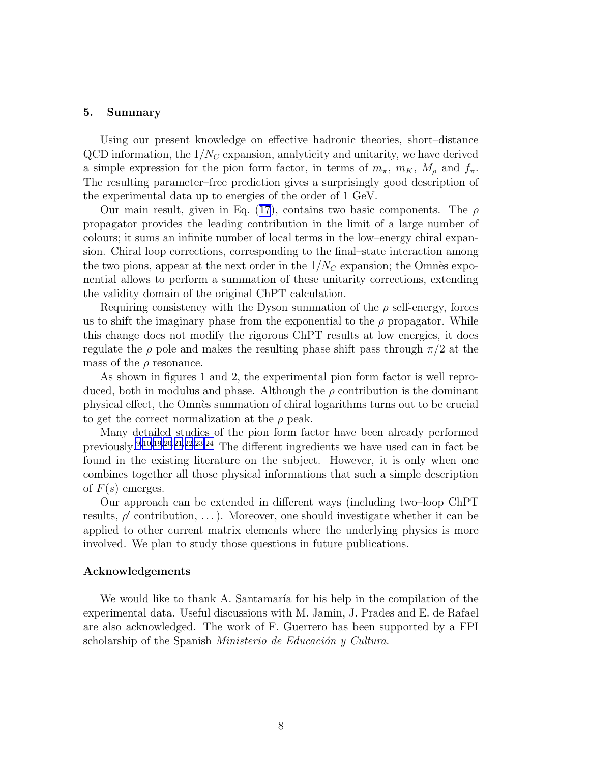## 5. Summary

Using our present knowledge on effective hadronic theories, short–distance QCD information, the $1/N_C$ expansion, analyticity and unitarity, we have derived a simple expression for the pion form factor, in terms of $m_\pi$, $m_K$, $M_\rho$ and $f_\pi$. The resulting parameter–free prediction gives a surprisingly good description of the experimental data up to energies of the order of 1 GeV.

Our main result, given in Eq. (17), contains two basic components. The $\rho$ propagator provides the leading contribution in the limit of a large number of colours; it sums an infinite number of local terms in the low–energy chiral expansion. Chiral loop corrections, corresponding to the final–state interaction among the two pions, appear at the next order in the $1/N_C$ expansion; the Omnès exponential allows to perform a summation of these unitarity corrections, extending the validity domain of the original ChPT calculation.

Requiring consistency with the Dyson summation of the $\rho$ self-energy, forces us to shift the imaginary phase from the exponential to the $\rho$ propagator. While this change does not modify the rigorous ChPT results at low energies, it does regulate the $\rho$ pole and makes the resulting phase shift pass through $\pi/2$ at the mass of the $\rho$ resonance.

As shown in figures 1 and 2, the experimental pion form factor is well reproduced, both in modulus and phase. Although the $\rho$ contribution is the dominant physical effect, the Omnès summation of chiral logarithms turns out to be crucial to get the correct normalization at the $\rho$ peak.

Many detailed studies of the pion form factor have been already performed previously.[9,10,19,20,21,22,23,24] The different ingredients we have used can in fact be found in the existing literature on the subject. However, it is only when one combines together all those physical informations that such a simple description of $F(s)$ emerges.

Our approach can be extended in different ways (including two–loop ChPT results, $\rho'$ contribution, ...). Moreover, one should investigate whether it can be applied to other current matrix elements where the underlying physics is more involved. We plan to study those questions in future publications.

## Acknowledgements

We would like to thank A. Santamaría for his help in the compilation of the experimental data. Useful discussions with M. Jamin, J. Prades and E. de Rafael are also acknowledged. The work of F. Guerrero has been supported by a FPI scholarship of the Spanish *Ministerio de Educación y Cultura*.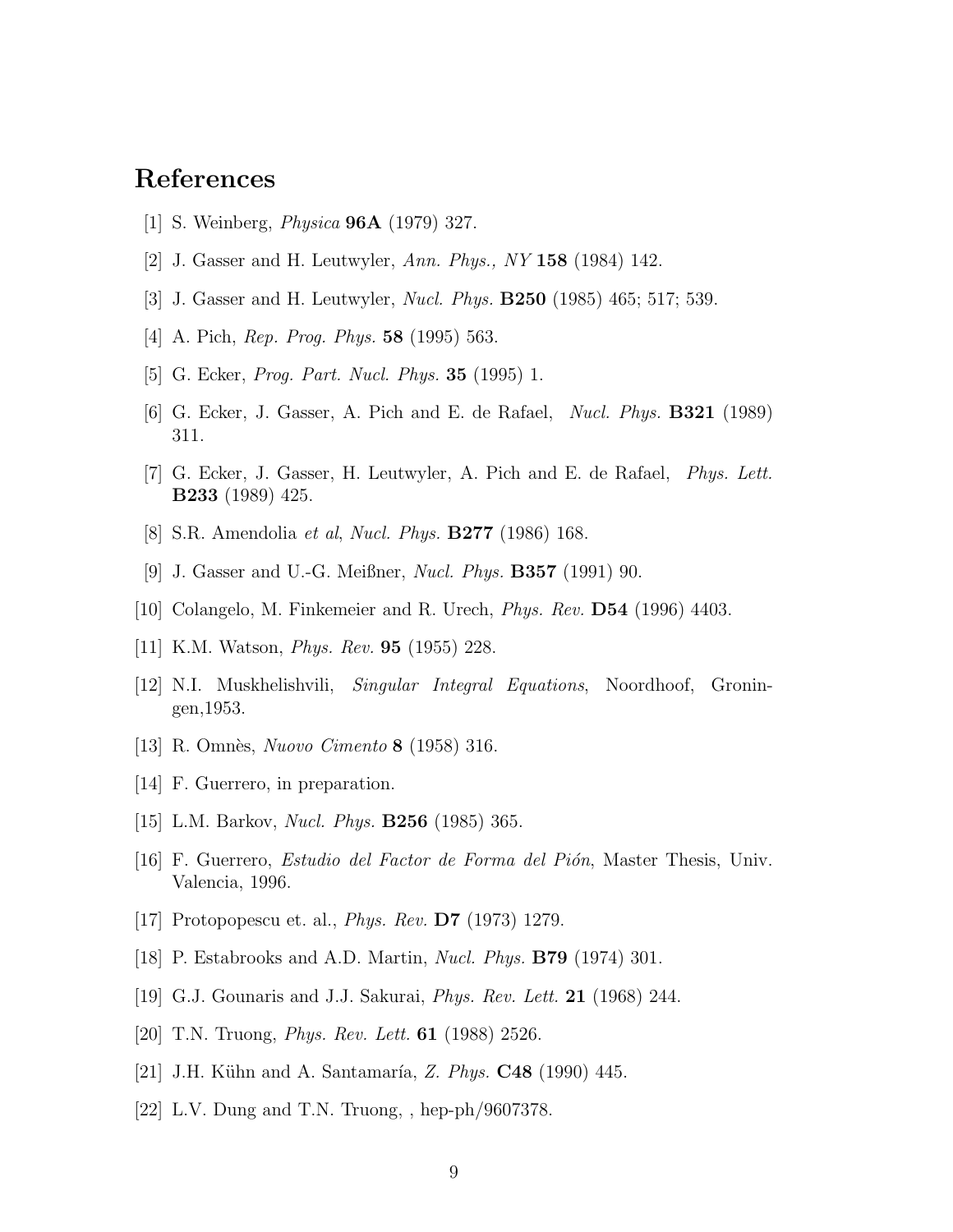# References

[1] S. Weinberg, *Physica* **96A** (1979) 327.

[2] J. Gasser and H. Leutwyler, *Ann. Phys., NY* **158** (1984) 142.

[3] J. Gasser and H. Leutwyler, *Nucl. Phys.* **B250** (1985) 465; 517; 539.

[4] A. Pich, *Rep. Prog. Phys.* **58** (1995) 563.

[5] G. Ecker, *Prog. Part. Nucl. Phys.* **35** (1995) 1.

[6] G. Ecker, J. Gasser, A. Pich and E. de Rafael, *Nucl. Phys.* **B321** (1989) 311.

[7] G. Ecker, J. Gasser, H. Leutwyler, A. Pich and E. de Rafael, *Phys. Lett.* **B233** (1989) 425.

[8] S.R. Amendolia *et al*, *Nucl. Phys.* **B277** (1986) 168.

[9] J. Gasser and U.-G. Meißner, *Nucl. Phys.* **B357** (1991) 90.

[10] Colangelo, M. Finkemeier and R. Urech, *Phys. Rev.* **D54** (1996) 4403.

[11] K.M. Watson, *Phys. Rev.* **95** (1955) 228.

[12] N.I. Muskhelishvili, *Singular Integral Equations*, Noordhoof, Groningen,1953.

[13] R. Omnès, *Nuovo Cimento* **8** (1958) 316.

[14] F. Guerrero, in preparation.

[15] L.M. Barkov, *Nucl. Phys.* **B256** (1985) 365.

[16] F. Guerrero, *Estudio del Factor de Forma del Pión*, Master Thesis, Univ. Valencia, 1996.

[17] Protopopescu et. al., *Phys. Rev.* **D7** (1973) 1279.

[18] P. Estabrooks and A.D. Martin, *Nucl. Phys.* **B79** (1974) 301.

[19] G.J. Gounaris and J.J. Sakurai, *Phys. Rev. Lett.* **21** (1968) 244.

[20] T.N. Truong, *Phys. Rev. Lett.* **61** (1988) 2526.

[21] J.H. Kühn and A. Santamaría, *Z. Phys.* **C48** (1990) 445.

[22] L.V. Dung and T.N. Truong, , hep-ph/9607378.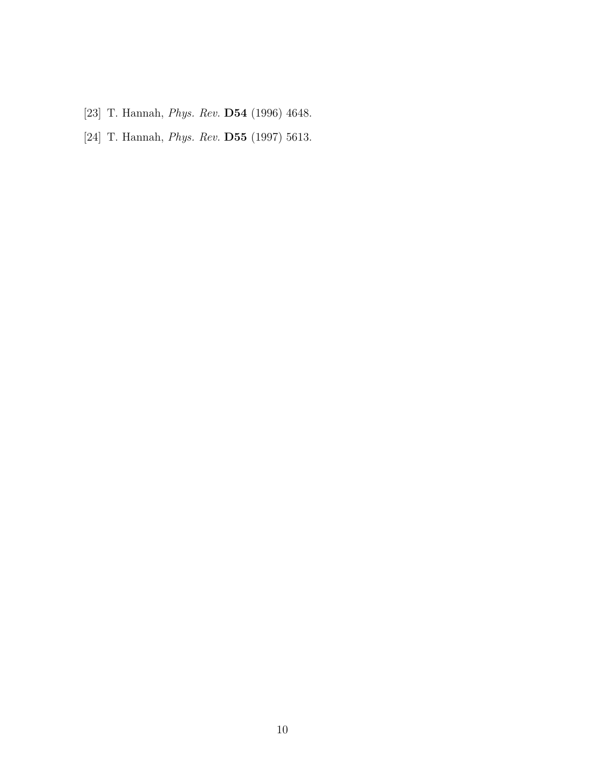[23] T. Hannah, *Phys. Rev.* **D54** (1996) 4648.

[24] T. Hannah, *Phys. Rev.* **D55** (1997) 5613.